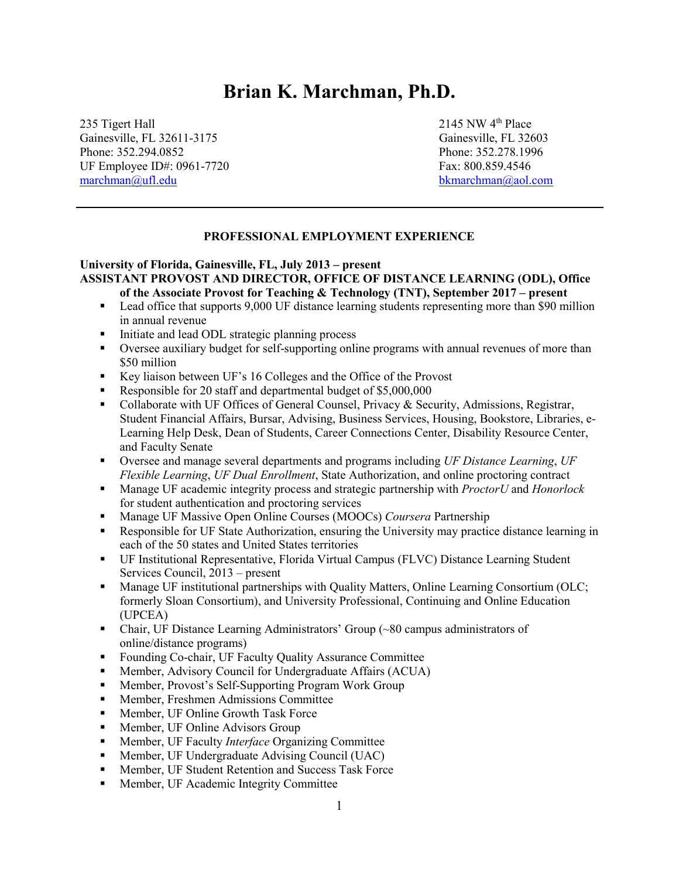# Brian K. Marchman, Ph.D.

235 Tigert Hall
Gainesville, FL 32611-3175
Phone: 352.294.0852
UF Employee ID#: 0961-7720
marchman@ufl.edu

2145 NW 4th Place
Gainesville, FL 32603
Phone: 352.278.1996
Fax: 800.859.4546
bkmarchman@aol.com

---

## PROFESSIONAL EMPLOYMENT EXPERIENCE

**University of Florida, Gainesville, FL, July 2013 – present**

**ASSISTANT PROVOST AND DIRECTOR, OFFICE OF DISTANCE LEARNING (ODL), Office of the Associate Provost for Teaching & Technology (TNT), September 2017 – present**

- Lead office that supports 9,000 UF distance learning students representing more than $90 million in annual revenue
- Initiate and lead ODL strategic planning process
- Oversee auxiliary budget for self-supporting online programs with annual revenues of more than $50 million
- Key liaison between UF's 16 Colleges and the Office of the Provost
- Responsible for 20 staff and departmental budget of $5,000,000
- Collaborate with UF Offices of General Counsel, Privacy & Security, Admissions, Registrar, Student Financial Affairs, Bursar, Advising, Business Services, Housing, Bookstore, Libraries, e-Learning Help Desk, Dean of Students, Career Connections Center, Disability Resource Center, and Faculty Senate
- Oversee and manage several departments and programs including *UF Distance Learning*, *UF Flexible Learning*, *UF Dual Enrollment*, State Authorization, and online proctoring contract
- Manage UF academic integrity process and strategic partnership with *ProctorU* and *Honorlock* for student authentication and proctoring services
- Manage UF Massive Open Online Courses (MOOCs) *Coursera* Partnership
- Responsible for UF State Authorization, ensuring the University may practice distance learning in each of the 50 states and United States territories
- UF Institutional Representative, Florida Virtual Campus (FLVC) Distance Learning Student Services Council, 2013 – present
- Manage UF institutional partnerships with Quality Matters, Online Learning Consortium (OLC; formerly Sloan Consortium), and University Professional, Continuing and Online Education (UPCEA)
- Chair, UF Distance Learning Administrators' Group (~80 campus administrators of online/distance programs)
- Founding Co-chair, UF Faculty Quality Assurance Committee
- Member, Advisory Council for Undergraduate Affairs (ACUA)
- Member, Provost's Self-Supporting Program Work Group
- Member, Freshmen Admissions Committee
- Member, UF Online Growth Task Force
- Member, UF Online Advisors Group
- Member, UF Faculty *Interface* Organizing Committee
- Member, UF Undergraduate Advising Council (UAC)
- Member, UF Student Retention and Success Task Force
- Member, UF Academic Integrity Committee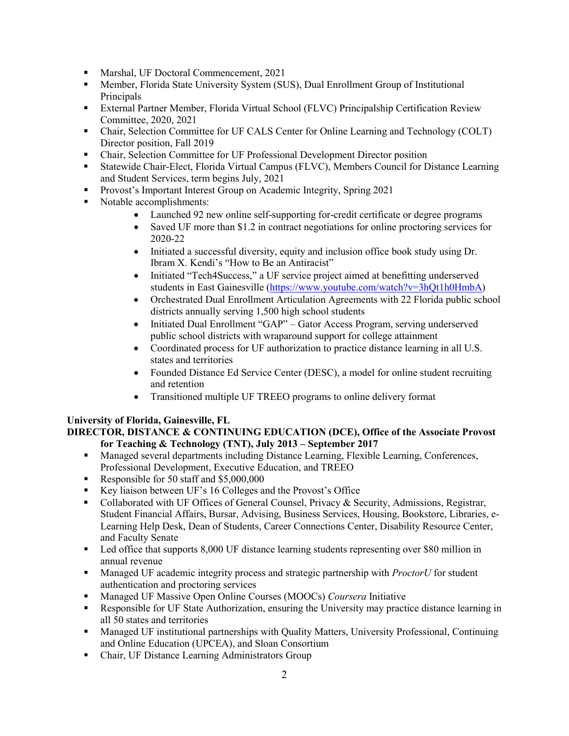- Marshal, UF Doctoral Commencement, 2021
- Member, Florida State University System (SUS), Dual Enrollment Group of Institutional Principals
- External Partner Member, Florida Virtual School (FLVC) Principalship Certification Review Committee, 2020, 2021
- Chair, Selection Committee for UF CALS Center for Online Learning and Technology (COLT) Director position, Fall 2019
- Chair, Selection Committee for UF Professional Development Director position
- Statewide Chair-Elect, Florida Virtual Campus (FLVC), Members Council for Distance Learning and Student Services, term begins July, 2021
- Provost's Important Interest Group on Academic Integrity, Spring 2021
- Notable accomplishments:
    - Launched 92 new online self-supporting for-credit certificate or degree programs
    - Saved UF more than $1.2 in contract negotiations for online proctoring services for 2020-22
    - Initiated a successful diversity, equity and inclusion office book study using Dr. Ibram X. Kendi's "How to Be an Antiracist"
    - Initiated "Tech4Success," a UF service project aimed at benefitting underserved students in East Gainesville (https://www.youtube.com/watch?v=3hQt1h0HmbA)
    - Orchestrated Dual Enrollment Articulation Agreements with 22 Florida public school districts annually serving 1,500 high school students
    - Initiated Dual Enrollment "GAP" – Gator Access Program, serving underserved public school districts with wraparound support for college attainment
    - Coordinated process for UF authorization to practice distance learning in all U.S. states and territories
    - Founded Distance Ed Service Center (DESC), a model for online student recruiting and retention
    - Transitioned multiple UF TREEO programs to online delivery format

**University of Florida, Gainesville, FL**
**DIRECTOR, DISTANCE & CONTINUING EDUCATION (DCE), Office of the Associate Provost for Teaching & Technology (TNT), July 2013 – September 2017**

- Managed several departments including Distance Learning, Flexible Learning, Conferences, Professional Development, Executive Education, and TREEO
- Responsible for 50 staff and $5,000,000
- Key liaison between UF's 16 Colleges and the Provost's Office
- Collaborated with UF Offices of General Counsel, Privacy & Security, Admissions, Registrar, Student Financial Affairs, Bursar, Advising, Business Services, Housing, Bookstore, Libraries, e-Learning Help Desk, Dean of Students, Career Connections Center, Disability Resource Center, and Faculty Senate
- Led office that supports 8,000 UF distance learning students representing over $80 million in annual revenue
- Managed UF academic integrity process and strategic partnership with *ProctorU* for student authentication and proctoring services
- Managed UF Massive Open Online Courses (MOOCs) *Coursera* Initiative
- Responsible for UF State Authorization, ensuring the University may practice distance learning in all 50 states and territories
- Managed UF institutional partnerships with Quality Matters, University Professional, Continuing and Online Education (UPCEA), and Sloan Consortium
- Chair, UF Distance Learning Administrators Group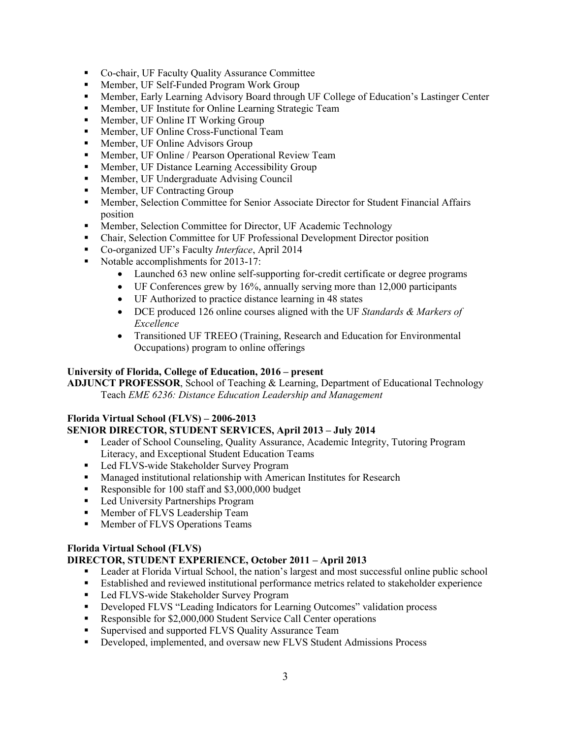- Co-chair, UF Faculty Quality Assurance Committee
- Member, UF Self-Funded Program Work Group
- Member, Early Learning Advisory Board through UF College of Education's Lastinger Center
- Member, UF Institute for Online Learning Strategic Team
- Member, UF Online IT Working Group
- Member, UF Online Cross-Functional Team
- Member, UF Online Advisors Group
- Member, UF Online / Pearson Operational Review Team
- Member, UF Distance Learning Accessibility Group
- Member, UF Undergraduate Advising Council
- Member, UF Contracting Group
- Member, Selection Committee for Senior Associate Director for Student Financial Affairs position
- Member, Selection Committee for Director, UF Academic Technology
- Chair, Selection Committee for UF Professional Development Director position
- Co-organized UF's Faculty *Interface*, April 2014
- Notable accomplishments for 2013-17:
    - Launched 63 new online self-supporting for-credit certificate or degree programs
    - UF Conferences grew by 16%, annually serving more than 12,000 participants
    - UF Authorized to practice distance learning in 48 states
    - DCE produced 126 online courses aligned with the UF *Standards & Markers of Excellence*
    - Transitioned UF TREEO (Training, Research and Education for Environmental Occupations) program to online offerings

**University of Florida, College of Education, 2016 – present**
**ADJUNCT PROFESSOR**, School of Teaching & Learning, Department of Educational Technology
Teach *EME 6236: Distance Education Leadership and Management*

**Florida Virtual School (FLVS) – 2006-2013**
**SENIOR DIRECTOR, STUDENT SERVICES, April 2013 – July 2014**

- Leader of School Counseling, Quality Assurance, Academic Integrity, Tutoring Program Literacy, and Exceptional Student Education Teams
- Led FLVS-wide Stakeholder Survey Program
- Managed institutional relationship with American Institutes for Research
- Responsible for 100 staff and $3,000,000 budget
- Led University Partnerships Program
- Member of FLVS Leadership Team
- Member of FLVS Operations Teams

**Florida Virtual School (FLVS)**
**DIRECTOR, STUDENT EXPERIENCE, October 2011 – April 2013**

- Leader at Florida Virtual School, the nation's largest and most successful online public school
- Established and reviewed institutional performance metrics related to stakeholder experience
- Led FLVS-wide Stakeholder Survey Program
- Developed FLVS "Leading Indicators for Learning Outcomes" validation process
- Responsible for $2,000,000 Student Service Call Center operations
- Supervised and supported FLVS Quality Assurance Team
- Developed, implemented, and oversaw new FLVS Student Admissions Process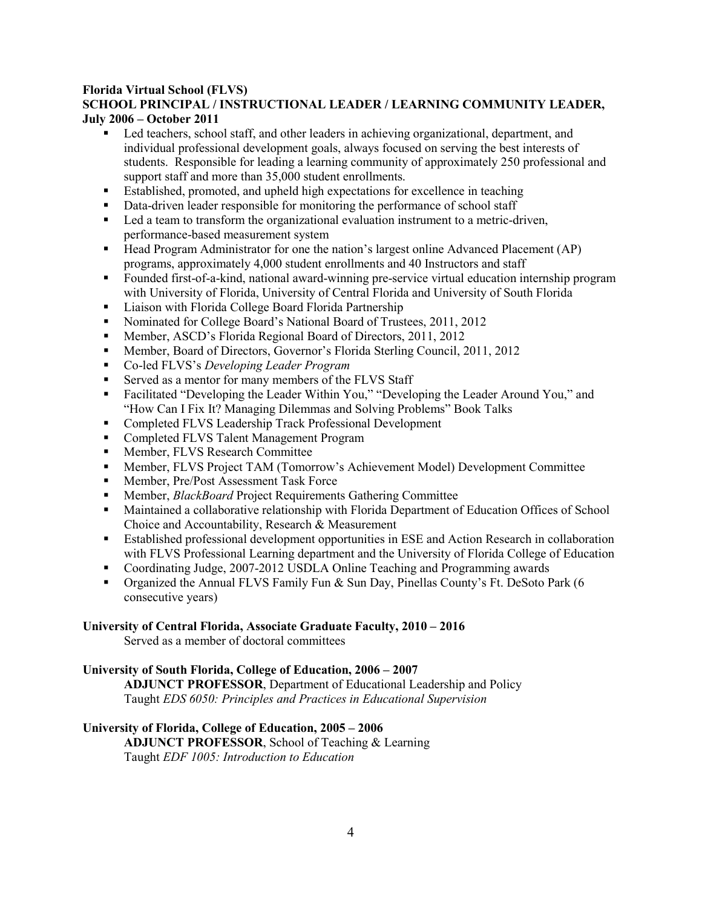**Florida Virtual School (FLVS)**
**SCHOOL PRINCIPAL / INSTRUCTIONAL LEADER / LEARNING COMMUNITY LEADER, July 2006 – October 2011**

- Led teachers, school staff, and other leaders in achieving organizational, department, and individual professional development goals, always focused on serving the best interests of students. Responsible for leading a learning community of approximately 250 professional and support staff and more than 35,000 student enrollments.
- Established, promoted, and upheld high expectations for excellence in teaching
- Data-driven leader responsible for monitoring the performance of school staff
- Led a team to transform the organizational evaluation instrument to a metric-driven, performance-based measurement system
- Head Program Administrator for one the nation's largest online Advanced Placement (AP) programs, approximately 4,000 student enrollments and 40 Instructors and staff
- Founded first-of-a-kind, national award-winning pre-service virtual education internship program with University of Florida, University of Central Florida and University of South Florida
- Liaison with Florida College Board Florida Partnership
- Nominated for College Board's National Board of Trustees, 2011, 2012
- Member, ASCD's Florida Regional Board of Directors, 2011, 2012
- Member, Board of Directors, Governor's Florida Sterling Council, 2011, 2012
- Co-led FLVS's *Developing Leader Program*
- Served as a mentor for many members of the FLVS Staff
- Facilitated "Developing the Leader Within You," "Developing the Leader Around You," and "How Can I Fix It? Managing Dilemmas and Solving Problems" Book Talks
- Completed FLVS Leadership Track Professional Development
- Completed FLVS Talent Management Program
- Member, FLVS Research Committee
- Member, FLVS Project TAM (Tomorrow's Achievement Model) Development Committee
- Member, Pre/Post Assessment Task Force
- Member, *BlackBoard* Project Requirements Gathering Committee
- Maintained a collaborative relationship with Florida Department of Education Offices of School Choice and Accountability, Research & Measurement
- Established professional development opportunities in ESE and Action Research in collaboration with FLVS Professional Learning department and the University of Florida College of Education
- Coordinating Judge, 2007-2012 USDLA Online Teaching and Programming awards
- Organized the Annual FLVS Family Fun & Sun Day, Pinellas County's Ft. DeSoto Park (6 consecutive years)

**University of Central Florida, Associate Graduate Faculty, 2010 – 2016**

Served as a member of doctoral committees

**University of South Florida, College of Education, 2006 – 2007**

**ADJUNCT PROFESSOR**, Department of Educational Leadership and Policy
Taught *EDS 6050: Principles and Practices in Educational Supervision*

**University of Florida, College of Education, 2005 – 2006**

**ADJUNCT PROFESSOR**, School of Teaching & Learning
Taught *EDF 1005: Introduction to Education*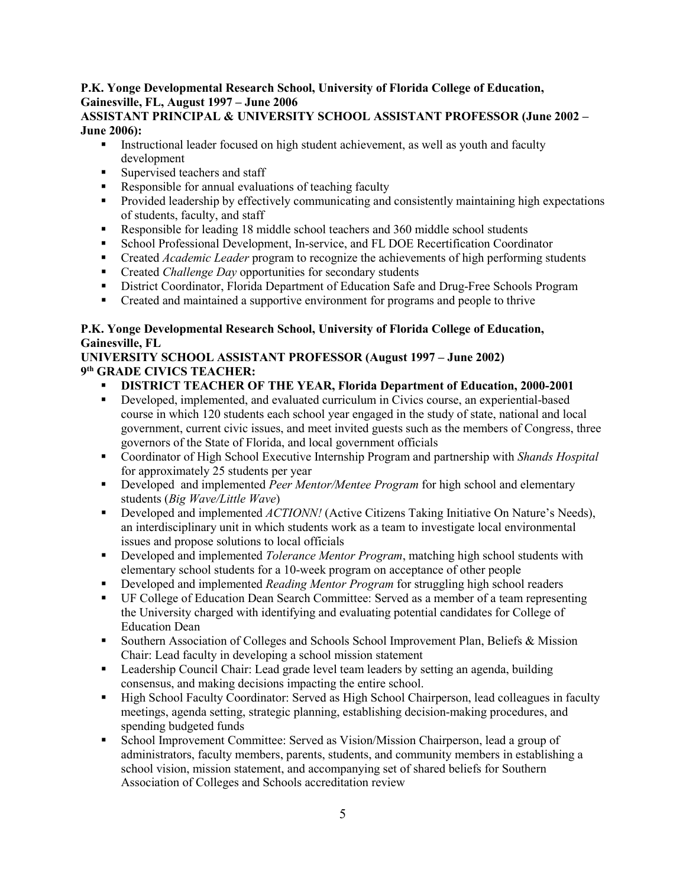**P.K. Yonge Developmental Research School, University of Florida College of Education, Gainesville, FL, August 1997 – June 2006**
**ASSISTANT PRINCIPAL & UNIVERSITY SCHOOL ASSISTANT PROFESSOR (June 2002 – June 2006):**

- Instructional leader focused on high student achievement, as well as youth and faculty development
- Supervised teachers and staff
- Responsible for annual evaluations of teaching faculty
- Provided leadership by effectively communicating and consistently maintaining high expectations of students, faculty, and staff
- Responsible for leading 18 middle school teachers and 360 middle school students
- School Professional Development, In-service, and FL DOE Recertification Coordinator
- Created *Academic Leader* program to recognize the achievements of high performing students
- Created *Challenge Day* opportunities for secondary students
- District Coordinator, Florida Department of Education Safe and Drug-Free Schools Program
- Created and maintained a supportive environment for programs and people to thrive

**P.K. Yonge Developmental Research School, University of Florida College of Education, Gainesville, FL**
**UNIVERSITY SCHOOL ASSISTANT PROFESSOR (August 1997 – June 2002)**
**9th GRADE CIVICS TEACHER:**

- **DISTRICT TEACHER OF THE YEAR, Florida Department of Education, 2000-2001**
- Developed, implemented, and evaluated curriculum in Civics course, an experiential-based course in which 120 students each school year engaged in the study of state, national and local government, current civic issues, and meet invited guests such as the members of Congress, three governors of the State of Florida, and local government officials
- Coordinator of High School Executive Internship Program and partnership with *Shands Hospital* for approximately 25 students per year
- Developed and implemented *Peer Mentor/Mentee Program* for high school and elementary students (*Big Wave/Little Wave*)
- Developed and implemented *ACTIONN!* (Active Citizens Taking Initiative On Nature's Needs), an interdisciplinary unit in which students work as a team to investigate local environmental issues and propose solutions to local officials
- Developed and implemented *Tolerance Mentor Program*, matching high school students with elementary school students for a 10-week program on acceptance of other people
- Developed and implemented *Reading Mentor Program* for struggling high school readers
- UF College of Education Dean Search Committee: Served as a member of a team representing the University charged with identifying and evaluating potential candidates for College of Education Dean
- Southern Association of Colleges and Schools School Improvement Plan, Beliefs & Mission Chair: Lead faculty in developing a school mission statement
- Leadership Council Chair: Lead grade level team leaders by setting an agenda, building consensus, and making decisions impacting the entire school.
- High School Faculty Coordinator: Served as High School Chairperson, lead colleagues in faculty meetings, agenda setting, strategic planning, establishing decision-making procedures, and spending budgeted funds
- School Improvement Committee: Served as Vision/Mission Chairperson, lead a group of administrators, faculty members, parents, students, and community members in establishing a school vision, mission statement, and accompanying set of shared beliefs for Southern Association of Colleges and Schools accreditation review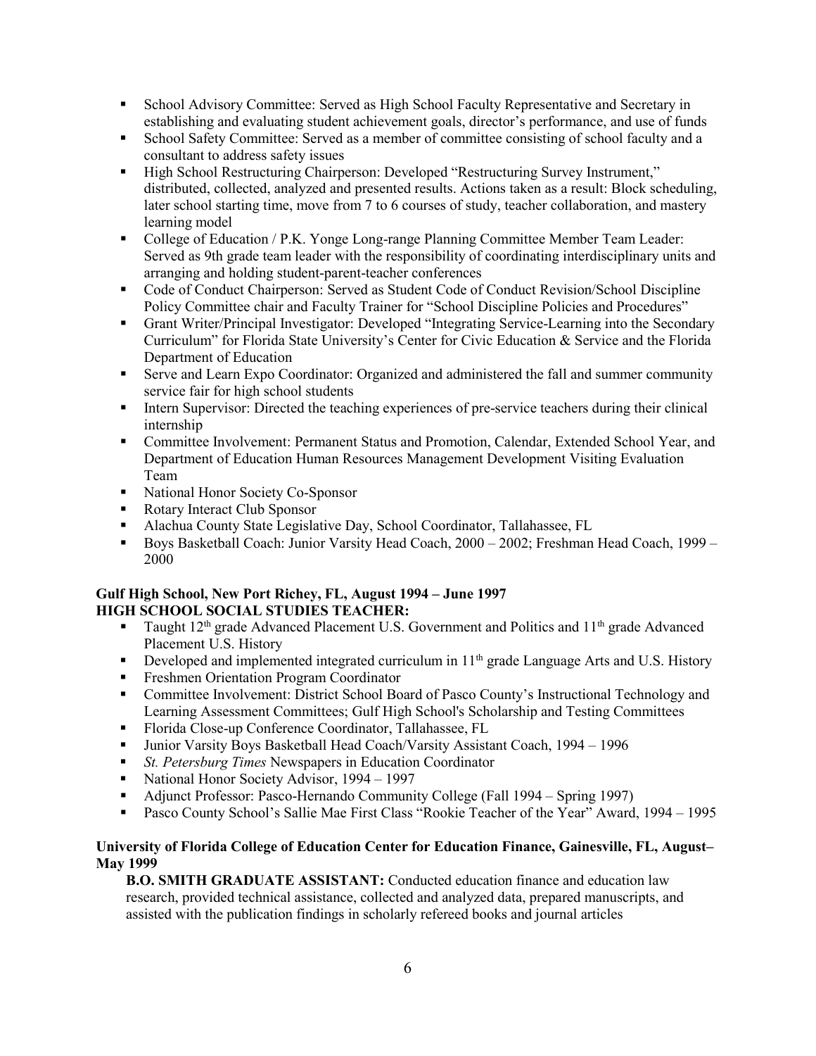- School Advisory Committee: Served as High School Faculty Representative and Secretary in establishing and evaluating student achievement goals, director's performance, and use of funds
- School Safety Committee: Served as a member of committee consisting of school faculty and a consultant to address safety issues
- High School Restructuring Chairperson: Developed "Restructuring Survey Instrument," distributed, collected, analyzed and presented results. Actions taken as a result: Block scheduling, later school starting time, move from 7 to 6 courses of study, teacher collaboration, and mastery learning model
- College of Education / P.K. Yonge Long-range Planning Committee Member Team Leader: Served as 9th grade team leader with the responsibility of coordinating interdisciplinary units and arranging and holding student-parent-teacher conferences
- Code of Conduct Chairperson: Served as Student Code of Conduct Revision/School Discipline Policy Committee chair and Faculty Trainer for "School Discipline Policies and Procedures"
- Grant Writer/Principal Investigator: Developed "Integrating Service-Learning into the Secondary Curriculum" for Florida State University's Center for Civic Education & Service and the Florida Department of Education
- Serve and Learn Expo Coordinator: Organized and administered the fall and summer community service fair for high school students
- Intern Supervisor: Directed the teaching experiences of pre-service teachers during their clinical internship
- Committee Involvement: Permanent Status and Promotion, Calendar, Extended School Year, and Department of Education Human Resources Management Development Visiting Evaluation Team
- National Honor Society Co-Sponsor
- Rotary Interact Club Sponsor
- Alachua County State Legislative Day, School Coordinator, Tallahassee, FL
- Boys Basketball Coach: Junior Varsity Head Coach, 2000 – 2002; Freshman Head Coach, 1999 – 2000

**Gulf High School, New Port Richey, FL, August 1994 – June 1997**
**HIGH SCHOOL SOCIAL STUDIES TEACHER:**

- Taught 12th grade Advanced Placement U.S. Government and Politics and 11th grade Advanced Placement U.S. History
- Developed and implemented integrated curriculum in 11th grade Language Arts and U.S. History
- Freshmen Orientation Program Coordinator
- Committee Involvement: District School Board of Pasco County's Instructional Technology and Learning Assessment Committees; Gulf High School's Scholarship and Testing Committees
- Florida Close-up Conference Coordinator, Tallahassee, FL
- Junior Varsity Boys Basketball Head Coach/Varsity Assistant Coach, 1994 – 1996
- *St. Petersburg Times* Newspapers in Education Coordinator
- National Honor Society Advisor, 1994 – 1997
- Adjunct Professor: Pasco-Hernando Community College (Fall 1994 – Spring 1997)
- Pasco County School's Sallie Mae First Class "Rookie Teacher of the Year" Award, 1994 – 1995

**University of Florida College of Education Center for Education Finance, Gainesville, FL, August– May 1999**

**B.O. SMITH GRADUATE ASSISTANT:** Conducted education finance and education law research, provided technical assistance, collected and analyzed data, prepared manuscripts, and assisted with the publication findings in scholarly refereed books and journal articles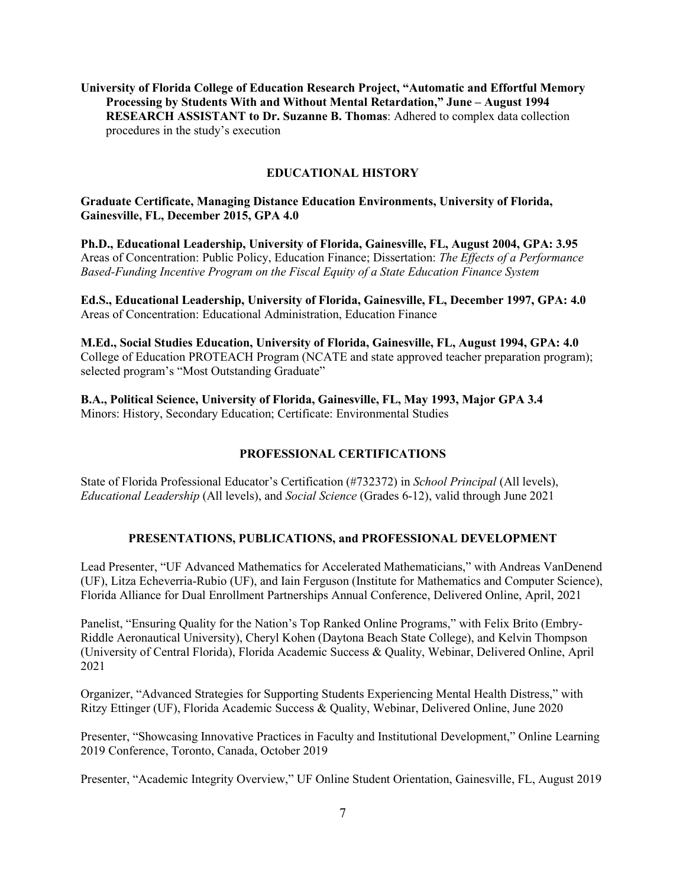**University of Florida College of Education Research Project, "Automatic and Effortful Memory Processing by Students With and Without Mental Retardation," June – August 1994**
**RESEARCH ASSISTANT to Dr. Suzanne B. Thomas**: Adhered to complex data collection procedures in the study's execution

## EDUCATIONAL HISTORY

**Graduate Certificate, Managing Distance Education Environments, University of Florida, Gainesville, FL, December 2015, GPA 4.0**

**Ph.D., Educational Leadership, University of Florida, Gainesville, FL, August 2004, GPA: 3.95**
Areas of Concentration: Public Policy, Education Finance; Dissertation: *The Effects of a Performance Based-Funding Incentive Program on the Fiscal Equity of a State Education Finance System*

**Ed.S., Educational Leadership, University of Florida, Gainesville, FL, December 1997, GPA: 4.0**
Areas of Concentration: Educational Administration, Education Finance

**M.Ed., Social Studies Education, University of Florida, Gainesville, FL, August 1994, GPA: 4.0**
College of Education PROTEACH Program (NCATE and state approved teacher preparation program); selected program's "Most Outstanding Graduate"

**B.A., Political Science, University of Florida, Gainesville, FL, May 1993, Major GPA 3.4**
Minors: History, Secondary Education; Certificate: Environmental Studies

## PROFESSIONAL CERTIFICATIONS

State of Florida Professional Educator's Certification (#732372) in *School Principal* (All levels), *Educational Leadership* (All levels), and *Social Science* (Grades 6-12), valid through June 2021

## PRESENTATIONS, PUBLICATIONS, and PROFESSIONAL DEVELOPMENT

Lead Presenter, "UF Advanced Mathematics for Accelerated Mathematicians," with Andreas VanDenend (UF), Litza Echeverria-Rubio (UF), and Iain Ferguson (Institute for Mathematics and Computer Science), Florida Alliance for Dual Enrollment Partnerships Annual Conference, Delivered Online, April, 2021

Panelist, "Ensuring Quality for the Nation's Top Ranked Online Programs," with Felix Brito (Embry-Riddle Aeronautical University), Cheryl Kohen (Daytona Beach State College), and Kelvin Thompson (University of Central Florida), Florida Academic Success & Quality, Webinar, Delivered Online, April 2021

Organizer, "Advanced Strategies for Supporting Students Experiencing Mental Health Distress," with Ritzy Ettinger (UF), Florida Academic Success & Quality, Webinar, Delivered Online, June 2020

Presenter, "Showcasing Innovative Practices in Faculty and Institutional Development," Online Learning 2019 Conference, Toronto, Canada, October 2019

Presenter, "Academic Integrity Overview," UF Online Student Orientation, Gainesville, FL, August 2019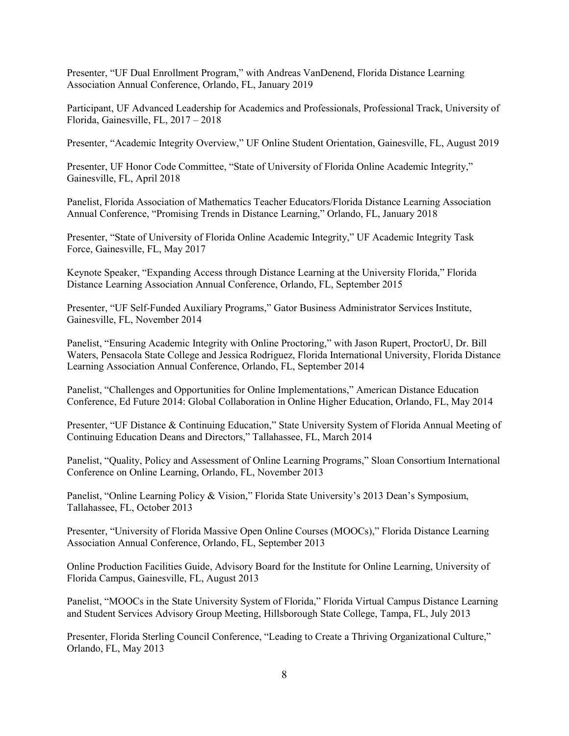Presenter, “UF Dual Enrollment Program,” with Andreas VanDenend, Florida Distance Learning Association Annual Conference, Orlando, FL, January 2019

Participant, UF Advanced Leadership for Academics and Professionals, Professional Track, University of Florida, Gainesville, FL, 2017 – 2018

Presenter, “Academic Integrity Overview,” UF Online Student Orientation, Gainesville, FL, August 2019

Presenter, UF Honor Code Committee, “State of University of Florida Online Academic Integrity,” Gainesville, FL, April 2018

Panelist, Florida Association of Mathematics Teacher Educators/Florida Distance Learning Association Annual Conference, “Promising Trends in Distance Learning,” Orlando, FL, January 2018

Presenter, “State of University of Florida Online Academic Integrity,” UF Academic Integrity Task Force, Gainesville, FL, May 2017

Keynote Speaker, “Expanding Access through Distance Learning at the University Florida,” Florida Distance Learning Association Annual Conference, Orlando, FL, September 2015

Presenter, “UF Self-Funded Auxiliary Programs,” Gator Business Administrator Services Institute, Gainesville, FL, November 2014

Panelist, “Ensuring Academic Integrity with Online Proctoring,” with Jason Rupert, ProctorU, Dr. Bill Waters, Pensacola State College and Jessica Rodriguez, Florida International University, Florida Distance Learning Association Annual Conference, Orlando, FL, September 2014

Panelist, “Challenges and Opportunities for Online Implementations,” American Distance Education Conference, Ed Future 2014: Global Collaboration in Online Higher Education, Orlando, FL, May 2014

Presenter, “UF Distance & Continuing Education,” State University System of Florida Annual Meeting of Continuing Education Deans and Directors,” Tallahassee, FL, March 2014

Panelist, “Quality, Policy and Assessment of Online Learning Programs,” Sloan Consortium International Conference on Online Learning, Orlando, FL, November 2013

Panelist, “Online Learning Policy & Vision,” Florida State University’s 2013 Dean’s Symposium, Tallahassee, FL, October 2013

Presenter, “University of Florida Massive Open Online Courses (MOOCs),” Florida Distance Learning Association Annual Conference, Orlando, FL, September 2013

Online Production Facilities Guide, Advisory Board for the Institute for Online Learning, University of Florida Campus, Gainesville, FL, August 2013

Panelist, “MOOCs in the State University System of Florida,” Florida Virtual Campus Distance Learning and Student Services Advisory Group Meeting, Hillsborough State College, Tampa, FL, July 2013

Presenter, Florida Sterling Council Conference, “Leading to Create a Thriving Organizational Culture,” Orlando, FL, May 2013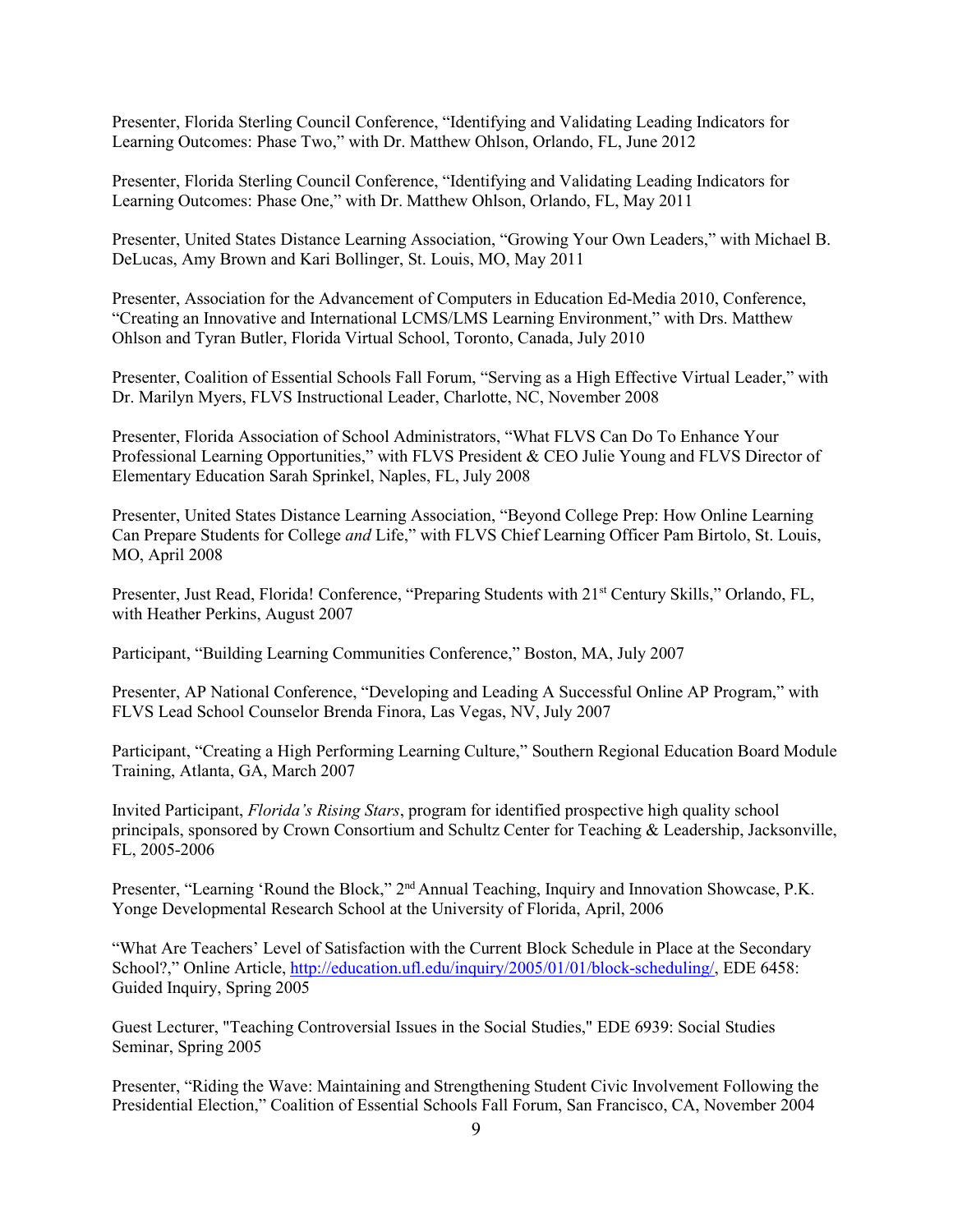Presenter, Florida Sterling Council Conference, "Identifying and Validating Leading Indicators for Learning Outcomes: Phase Two," with Dr. Matthew Ohlson, Orlando, FL, June 2012

Presenter, Florida Sterling Council Conference, "Identifying and Validating Leading Indicators for Learning Outcomes: Phase One," with Dr. Matthew Ohlson, Orlando, FL, May 2011

Presenter, United States Distance Learning Association, "Growing Your Own Leaders," with Michael B. DeLucas, Amy Brown and Kari Bollinger, St. Louis, MO, May 2011

Presenter, Association for the Advancement of Computers in Education Ed-Media 2010, Conference, "Creating an Innovative and International LCMS/LMS Learning Environment," with Drs. Matthew Ohlson and Tyran Butler, Florida Virtual School, Toronto, Canada, July 2010

Presenter, Coalition of Essential Schools Fall Forum, "Serving as a High Effective Virtual Leader," with Dr. Marilyn Myers, FLVS Instructional Leader, Charlotte, NC, November 2008

Presenter, Florida Association of School Administrators, "What FLVS Can Do To Enhance Your Professional Learning Opportunities," with FLVS President & CEO Julie Young and FLVS Director of Elementary Education Sarah Sprinkel, Naples, FL, July 2008

Presenter, United States Distance Learning Association, "Beyond College Prep: How Online Learning Can Prepare Students for College *and* Life," with FLVS Chief Learning Officer Pam Birtolo, St. Louis, MO, April 2008

Presenter, Just Read, Florida! Conference, "Preparing Students with 21st Century Skills," Orlando, FL, with Heather Perkins, August 2007

Participant, "Building Learning Communities Conference," Boston, MA, July 2007

Presenter, AP National Conference, "Developing and Leading A Successful Online AP Program," with FLVS Lead School Counselor Brenda Finora, Las Vegas, NV, July 2007

Participant, "Creating a High Performing Learning Culture," Southern Regional Education Board Module Training, Atlanta, GA, March 2007

Invited Participant, *Florida's Rising Stars*, program for identified prospective high quality school principals, sponsored by Crown Consortium and Schultz Center for Teaching & Leadership, Jacksonville, FL, 2005-2006

Presenter, "Learning 'Round the Block," 2nd Annual Teaching, Inquiry and Innovation Showcase, P.K. Yonge Developmental Research School at the University of Florida, April, 2006

"What Are Teachers' Level of Satisfaction with the Current Block Schedule in Place at the Secondary School?," Online Article, http://education.ufl.edu/inquiry/2005/01/01/block-scheduling/, EDE 6458: Guided Inquiry, Spring 2005

Guest Lecturer, "Teaching Controversial Issues in the Social Studies," EDE 6939: Social Studies Seminar, Spring 2005

Presenter, "Riding the Wave: Maintaining and Strengthening Student Civic Involvement Following the Presidential Election," Coalition of Essential Schools Fall Forum, San Francisco, CA, November 2004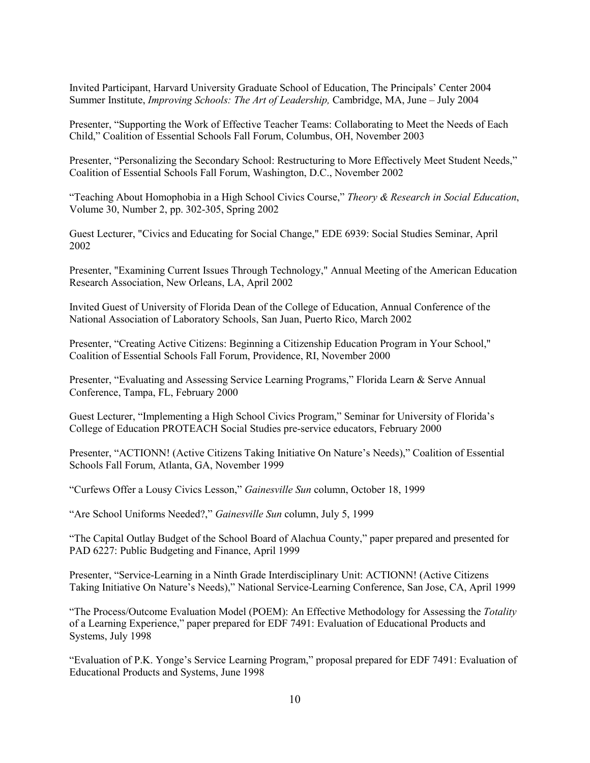Invited Participant, Harvard University Graduate School of Education, The Principals' Center 2004 Summer Institute, *Improving Schools: The Art of Leadership,* Cambridge, MA, June – July 2004

Presenter, "Supporting the Work of Effective Teacher Teams: Collaborating to Meet the Needs of Each Child," Coalition of Essential Schools Fall Forum, Columbus, OH, November 2003

Presenter, "Personalizing the Secondary School: Restructuring to More Effectively Meet Student Needs," Coalition of Essential Schools Fall Forum, Washington, D.C., November 2002

"Teaching About Homophobia in a High School Civics Course," *Theory & Research in Social Education*, Volume 30, Number 2, pp. 302-305, Spring 2002

Guest Lecturer, "Civics and Educating for Social Change," EDE 6939: Social Studies Seminar, April 2002

Presenter, "Examining Current Issues Through Technology," Annual Meeting of the American Education Research Association, New Orleans, LA, April 2002

Invited Guest of University of Florida Dean of the College of Education, Annual Conference of the National Association of Laboratory Schools, San Juan, Puerto Rico, March 2002

Presenter, "Creating Active Citizens: Beginning a Citizenship Education Program in Your School," Coalition of Essential Schools Fall Forum, Providence, RI, November 2000

Presenter, "Evaluating and Assessing Service Learning Programs," Florida Learn & Serve Annual Conference, Tampa, FL, February 2000

Guest Lecturer, "Implementing a High School Civics Program," Seminar for University of Florida's College of Education PROTEACH Social Studies pre-service educators, February 2000

Presenter, "ACTIONN! (Active Citizens Taking Initiative On Nature's Needs)," Coalition of Essential Schools Fall Forum, Atlanta, GA, November 1999

"Curfews Offer a Lousy Civics Lesson," *Gainesville Sun* column, October 18, 1999

"Are School Uniforms Needed?," *Gainesville Sun* column, July 5, 1999

"The Capital Outlay Budget of the School Board of Alachua County," paper prepared and presented for PAD 6227: Public Budgeting and Finance, April 1999

Presenter, "Service-Learning in a Ninth Grade Interdisciplinary Unit: ACTIONN! (Active Citizens Taking Initiative On Nature's Needs)," National Service-Learning Conference, San Jose, CA, April 1999

"The Process/Outcome Evaluation Model (POEM): An Effective Methodology for Assessing the *Totality* of a Learning Experience," paper prepared for EDF 7491: Evaluation of Educational Products and Systems, July 1998

"Evaluation of P.K. Yonge's Service Learning Program," proposal prepared for EDF 7491: Evaluation of Educational Products and Systems, June 1998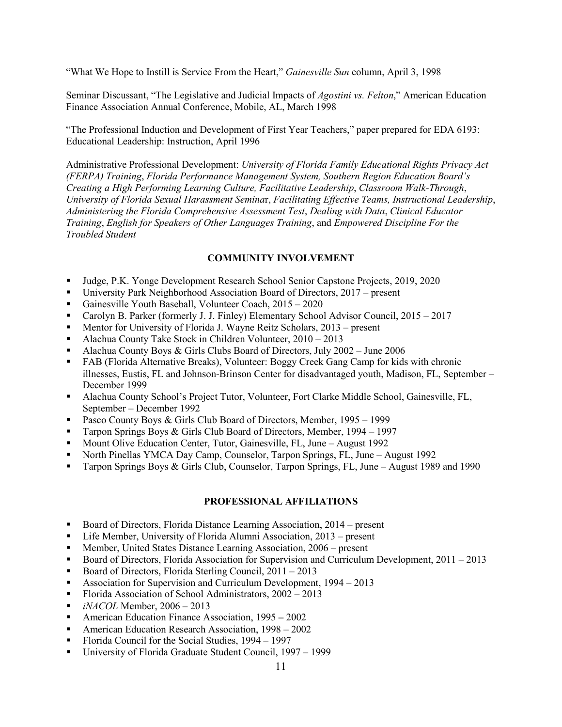"What We Hope to Instill is Service From the Heart," *Gainesville Sun* column, April 3, 1998

Seminar Discussant, "The Legislative and Judicial Impacts of *Agostini vs. Felton*," American Education Finance Association Annual Conference, Mobile, AL, March 1998

"The Professional Induction and Development of First Year Teachers," paper prepared for EDA 6193: Educational Leadership: Instruction, April 1996

Administrative Professional Development: *University of Florida Family Educational Rights Privacy Act (FERPA) Training*, *Florida Performance Management System, Southern Region Education Board's Creating a High Performing Learning Culture, Facilitative Leadership*, *Classroom Walk-Through*, *University of Florida Sexual Harassment Seminar*, *Facilitating Effective Teams, Instructional Leadership*, *Administering the Florida Comprehensive Assessment Test*, *Dealing with Data*, *Clinical Educator Training*, *English for Speakers of Other Languages Training*, and *Empowered Discipline For the Troubled Student*

## COMMUNITY INVOLVEMENT

- Judge, P.K. Yonge Development Research School Senior Capstone Projects, 2019, 2020
- University Park Neighborhood Association Board of Directors, 2017 – present
- Gainesville Youth Baseball, Volunteer Coach, 2015 – 2020
- Carolyn B. Parker (formerly J. J. Finley) Elementary School Advisor Council, 2015 – 2017
- Mentor for University of Florida J. Wayne Reitz Scholars, 2013 – present
- Alachua County Take Stock in Children Volunteer, 2010 – 2013
- Alachua County Boys & Girls Clubs Board of Directors, July 2002 – June 2006
- FAB (Florida Alternative Breaks), Volunteer: Boggy Creek Gang Camp for kids with chronic illnesses, Eustis, FL and Johnson-Brinson Center for disadvantaged youth, Madison, FL, September – December 1999
- Alachua County School's Project Tutor, Volunteer, Fort Clarke Middle School, Gainesville, FL, September – December 1992
- Pasco County Boys & Girls Club Board of Directors, Member, 1995 – 1999
- Tarpon Springs Boys & Girls Club Board of Directors, Member, 1994 – 1997
- Mount Olive Education Center, Tutor, Gainesville, FL, June – August 1992
- North Pinellas YMCA Day Camp, Counselor, Tarpon Springs, FL, June – August 1992
- Tarpon Springs Boys & Girls Club, Counselor, Tarpon Springs, FL, June – August 1989 and 1990

## PROFESSIONAL AFFILIATIONS

- Board of Directors, Florida Distance Learning Association, 2014 – present
- Life Member, University of Florida Alumni Association, 2013 – present
- Member, United States Distance Learning Association, 2006 – present
- Board of Directors, Florida Association for Supervision and Curriculum Development, 2011 – 2013
- Board of Directors, Florida Sterling Council, 2011 – 2013
- Association for Supervision and Curriculum Development, 1994 – 2013
- Florida Association of School Administrators, 2002 – 2013
- *iNACOL* Member, 2006 – 2013
- American Education Finance Association, 1995 – 2002
- American Education Research Association, 1998 – 2002
- Florida Council for the Social Studies, 1994 – 1997
- University of Florida Graduate Student Council, 1997 – 1999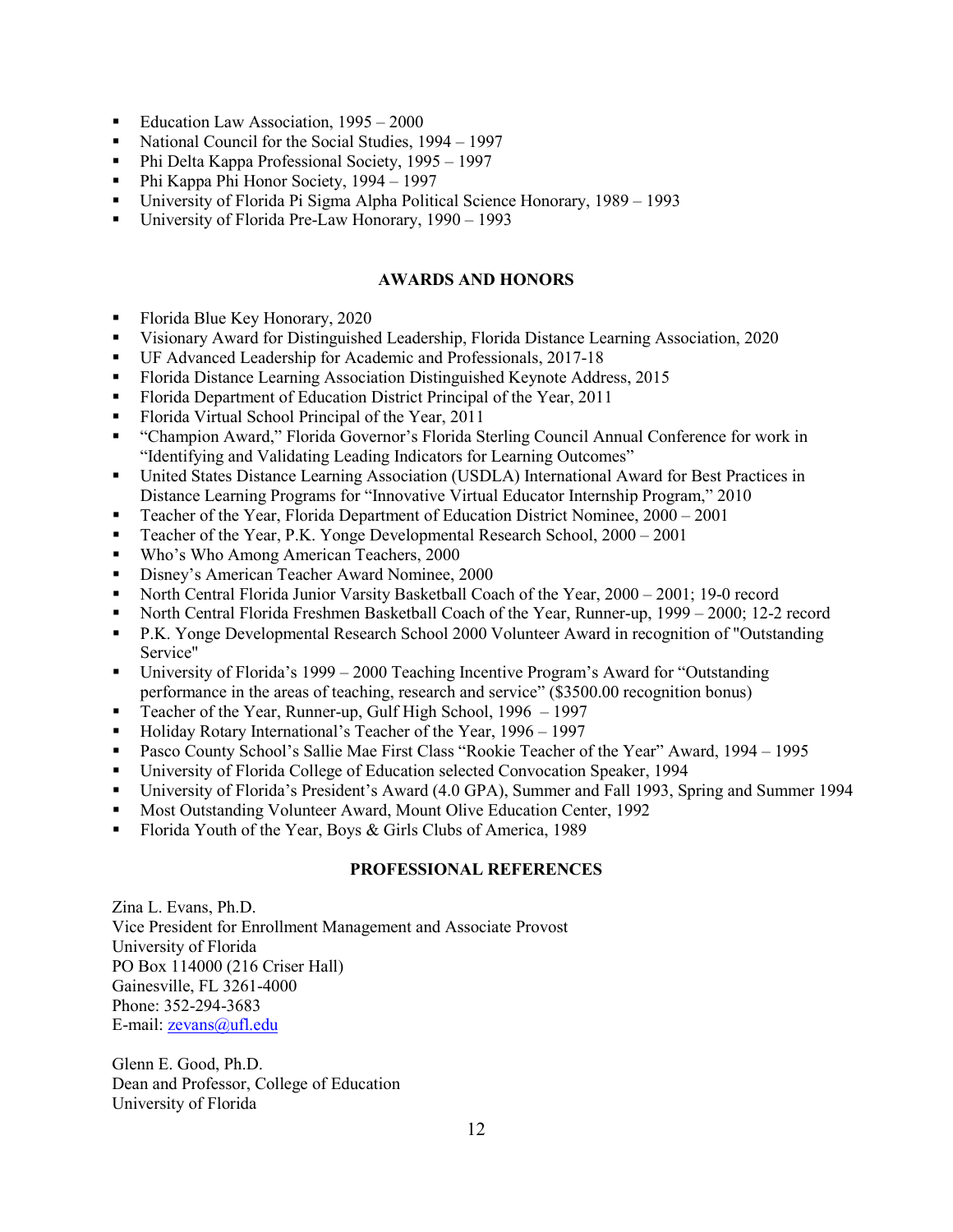- Education Law Association, 1995 – 2000
- National Council for the Social Studies, 1994 – 1997
- Phi Delta Kappa Professional Society, 1995 – 1997
- Phi Kappa Phi Honor Society, 1994 – 1997
- University of Florida Pi Sigma Alpha Political Science Honorary, 1989 – 1993
- University of Florida Pre-Law Honorary, 1990 – 1993

## AWARDS AND HONORS

- Florida Blue Key Honorary, 2020
- Visionary Award for Distinguished Leadership, Florida Distance Learning Association, 2020
- UF Advanced Leadership for Academic and Professionals, 2017-18
- Florida Distance Learning Association Distinguished Keynote Address, 2015
- Florida Department of Education District Principal of the Year, 2011
- Florida Virtual School Principal of the Year, 2011
- "Champion Award," Florida Governor's Florida Sterling Council Annual Conference for work in "Identifying and Validating Leading Indicators for Learning Outcomes"
- United States Distance Learning Association (USDLA) International Award for Best Practices in Distance Learning Programs for "Innovative Virtual Educator Internship Program," 2010
- Teacher of the Year, Florida Department of Education District Nominee, 2000 – 2001
- Teacher of the Year, P.K. Yonge Developmental Research School, 2000 – 2001
- Who's Who Among American Teachers, 2000
- Disney's American Teacher Award Nominee, 2000
- North Central Florida Junior Varsity Basketball Coach of the Year, 2000 – 2001; 19-0 record
- North Central Florida Freshmen Basketball Coach of the Year, Runner-up, 1999 – 2000; 12-2 record
- P.K. Yonge Developmental Research School 2000 Volunteer Award in recognition of "Outstanding Service"
- University of Florida's 1999 – 2000 Teaching Incentive Program's Award for "Outstanding performance in the areas of teaching, research and service" ($3500.00 recognition bonus)
- Teacher of the Year, Runner-up, Gulf High School, 1996 – 1997
- Holiday Rotary International's Teacher of the Year, 1996 – 1997
- Pasco County School's Sallie Mae First Class "Rookie Teacher of the Year" Award, 1994 – 1995
- University of Florida College of Education selected Convocation Speaker, 1994
- University of Florida's President's Award (4.0 GPA), Summer and Fall 1993, Spring and Summer 1994
- Most Outstanding Volunteer Award, Mount Olive Education Center, 1992
- Florida Youth of the Year, Boys & Girls Clubs of America, 1989

## PROFESSIONAL REFERENCES

Zina L. Evans, Ph.D.
Vice President for Enrollment Management and Associate Provost
University of Florida
PO Box 114000 (216 Criser Hall)
Gainesville, FL 3261-4000
Phone: 352-294-3683
E-mail: zevans@ufl.edu

Glenn E. Good, Ph.D.
Dean and Professor, College of Education
University of Florida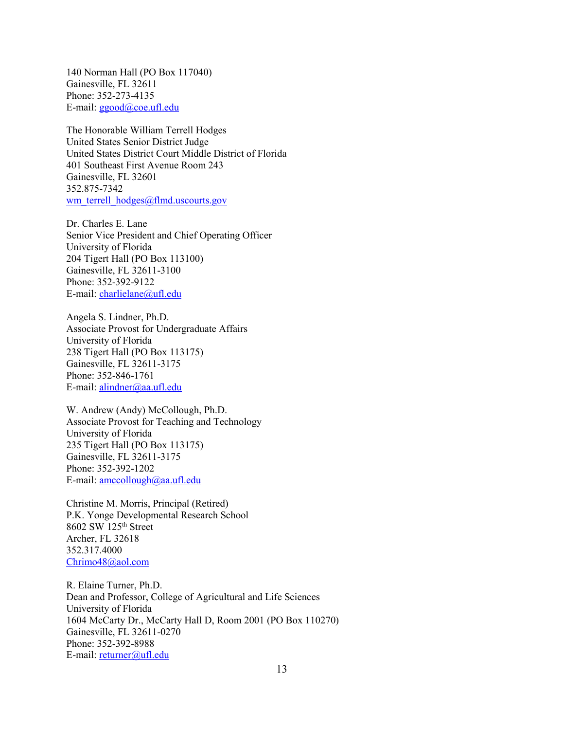140 Norman Hall (PO Box 117040)
Gainesville, FL 32611
Phone: 352-273-4135
E-mail: ggood@coe.ufl.edu

The Honorable William Terrell Hodges
United States Senior District Judge
United States District Court Middle District of Florida
401 Southeast First Avenue Room 243
Gainesville, FL 32601
352.875-7342
wm_terrell_hodges@flmd.uscourts.gov

Dr. Charles E. Lane
Senior Vice President and Chief Operating Officer
University of Florida
204 Tigert Hall (PO Box 113100)
Gainesville, FL 32611-3100
Phone: 352-392-9122
E-mail: charlielane@ufl.edu

Angela S. Lindner, Ph.D.
Associate Provost for Undergraduate Affairs
University of Florida
238 Tigert Hall (PO Box 113175)
Gainesville, FL 32611-3175
Phone: 352-846-1761
E-mail: alindner@aa.ufl.edu

W. Andrew (Andy) McCollough, Ph.D.
Associate Provost for Teaching and Technology
University of Florida
235 Tigert Hall (PO Box 113175)
Gainesville, FL 32611-3175
Phone: 352-392-1202
E-mail: amccollough@aa.ufl.edu

Christine M. Morris, Principal (Retired)
P.K. Yonge Developmental Research School
8602 SW 125th Street
Archer, FL 32618
352.317.4000
Chrimo48@aol.com

R. Elaine Turner, Ph.D.
Dean and Professor, College of Agricultural and Life Sciences
University of Florida
1604 McCarty Dr., McCarty Hall D, Room 2001 (PO Box 110270)
Gainesville, FL 32611-0270
Phone: 352-392-8988
E-mail: returner@ufl.edu